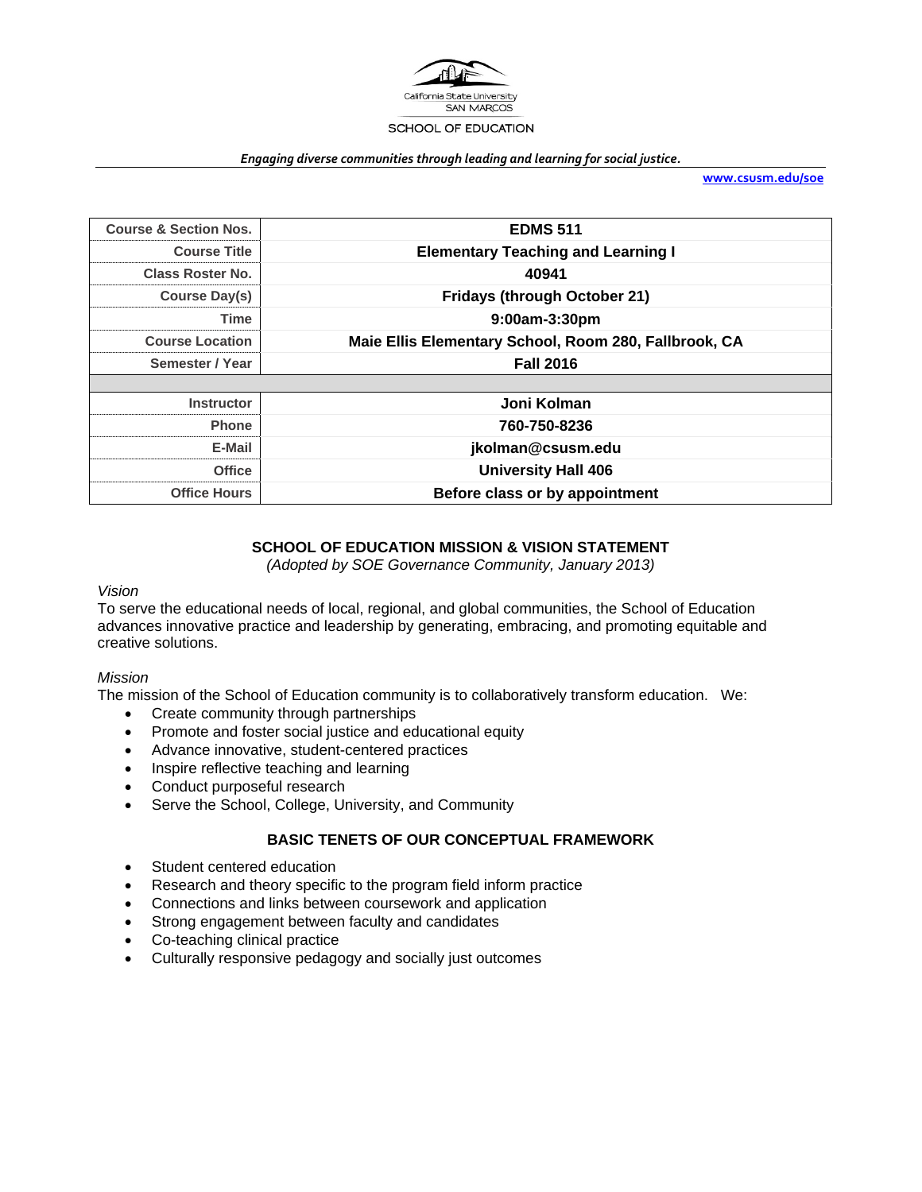California State University
SAN MARCOS

SCHOOL OF EDUCATION

***Engaging diverse communities through leading and learning for social justice.***

**www.csusm.edu/soe**

| | |
|---|---|
| **Course & Section Nos.** | **EDMS 511** |
| **Course Title** | **Elementary Teaching and Learning I** |
| **Class Roster No.** | **40941** |
| **Course Day(s)** | **Fridays (through October 21)** |
| **Time** | **9:00am-3:30pm** |
| **Course Location** | **Maie Ellis Elementary School, Room 280, Fallbrook, CA** |
| **Semester / Year** | **Fall 2016** |
| | |
| **Instructor** | **Joni Kolman** |
| **Phone** | **760-750-8236** |
| **E-Mail** | **jkolman@csusm.edu** |
| **Office** | **University Hall 406** |
| **Office Hours** | **Before class or by appointment** |

## SCHOOL OF EDUCATION MISSION & VISION STATEMENT

*(Adopted by SOE Governance Community, January 2013)*

*Vision*

To serve the educational needs of local, regional, and global communities, the School of Education advances innovative practice and leadership by generating, embracing, and promoting equitable and creative solutions.

*Mission*

The mission of the School of Education community is to collaboratively transform education. We:

- Create community through partnerships
- Promote and foster social justice and educational equity
- Advance innovative, student-centered practices
- Inspire reflective teaching and learning
- Conduct purposeful research
- Serve the School, College, University, and Community

## BASIC TENETS OF OUR CONCEPTUAL FRAMEWORK

- Student centered education
- Research and theory specific to the program field inform practice
- Connections and links between coursework and application
- Strong engagement between faculty and candidates
- Co-teaching clinical practice
- Culturally responsive pedagogy and socially just outcomes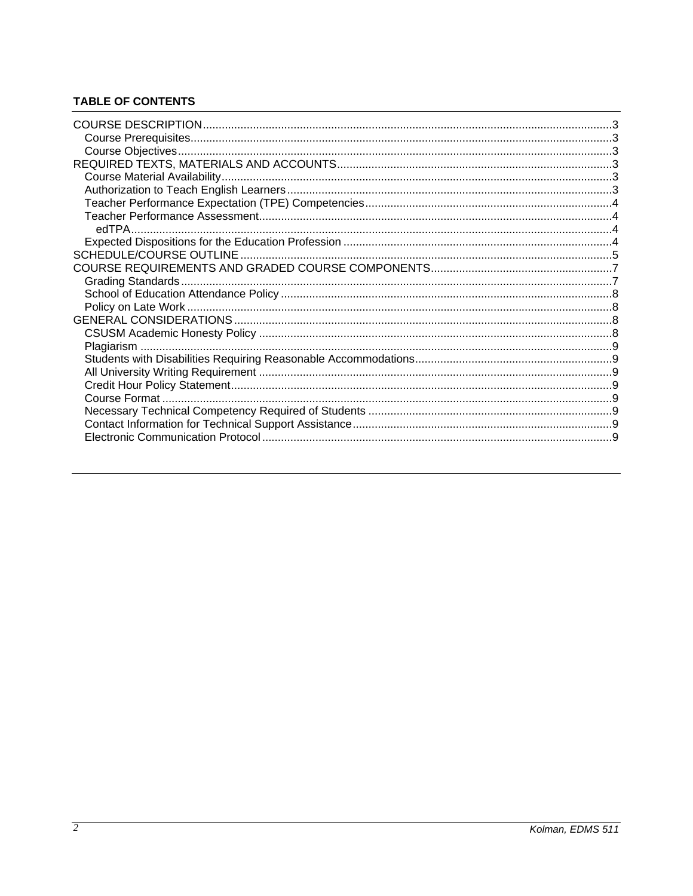**TABLE OF CONTENTS**

COURSE DESCRIPTION ..... 3
- Course Prerequisites ..... 3
- Course Objectives ..... 3

REQUIRED TEXTS, MATERIALS AND ACCOUNTS ..... 3
- Course Material Availability ..... 3
- Authorization to Teach English Learners ..... 3
- Teacher Performance Expectation (TPE) Competencies ..... 4
- Teacher Performance Assessment ..... 4
  - edTPA ..... 4
- Expected Dispositions for the Education Profession ..... 4

SCHEDULE/COURSE OUTLINE ..... 5

COURSE REQUIREMENTS AND GRADED COURSE COMPONENTS ..... 7
- Grading Standards ..... 7
- School of Education Attendance Policy ..... 8
- Policy on Late Work ..... 8

GENERAL CONSIDERATIONS ..... 8
- CSUSM Academic Honesty Policy ..... 8
- Plagiarism ..... 9
- Students with Disabilities Requiring Reasonable Accommodations ..... 9
- All University Writing Requirement ..... 9
- Credit Hour Policy Statement ..... 9
- Course Format ..... 9
- Necessary Technical Competency Required of Students ..... 9
- Contact Information for Technical Support Assistance ..... 9
- Electronic Communication Protocol ..... 9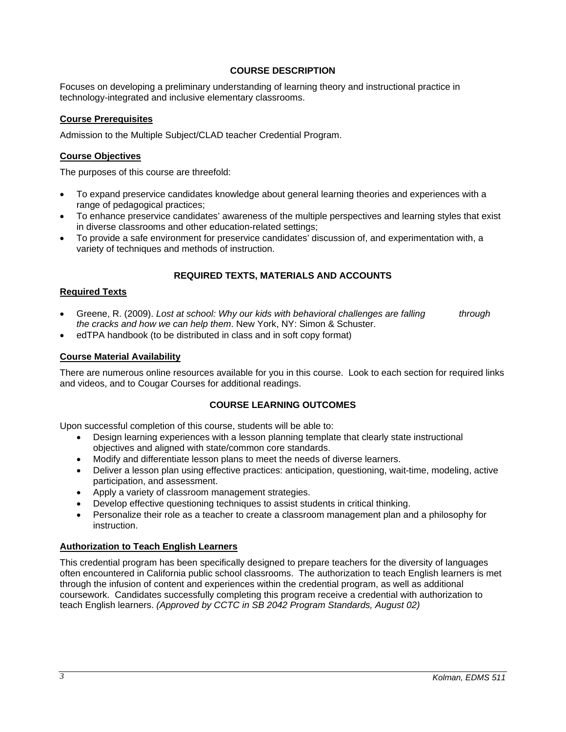## COURSE DESCRIPTION

Focuses on developing a preliminary understanding of learning theory and instructional practice in technology-integrated and inclusive elementary classrooms.

### Course Prerequisites

Admission to the Multiple Subject/CLAD teacher Credential Program.

### Course Objectives

The purposes of this course are threefold:

- To expand preservice candidates knowledge about general learning theories and experiences with a range of pedagogical practices;
- To enhance preservice candidates' awareness of the multiple perspectives and learning styles that exist in diverse classrooms and other education-related settings;
- To provide a safe environment for preservice candidates' discussion of, and experimentation with, a variety of techniques and methods of instruction.

## REQUIRED TEXTS, MATERIALS AND ACCOUNTS

### Required Texts

- Greene, R. (2009). *Lost at school: Why our kids with behavioral challenges are falling through the cracks and how we can help them*. New York, NY: Simon & Schuster.
- edTPA handbook (to be distributed in class and in soft copy format)

### Course Material Availability

There are numerous online resources available for you in this course. Look to each section for required links and videos, and to Cougar Courses for additional readings.

## COURSE LEARNING OUTCOMES

Upon successful completion of this course, students will be able to:

- Design learning experiences with a lesson planning template that clearly state instructional objectives and aligned with state/common core standards.
- Modify and differentiate lesson plans to meet the needs of diverse learners.
- Deliver a lesson plan using effective practices: anticipation, questioning, wait-time, modeling, active participation, and assessment.
- Apply a variety of classroom management strategies.
- Develop effective questioning techniques to assist students in critical thinking.
- Personalize their role as a teacher to create a classroom management plan and a philosophy for instruction.

### Authorization to Teach English Learners

This credential program has been specifically designed to prepare teachers for the diversity of languages often encountered in California public school classrooms. The authorization to teach English learners is met through the infusion of content and experiences within the credential program, as well as additional coursework. Candidates successfully completing this program receive a credential with authorization to teach English learners. *(Approved by CCTC in SB 2042 Program Standards, August 02)*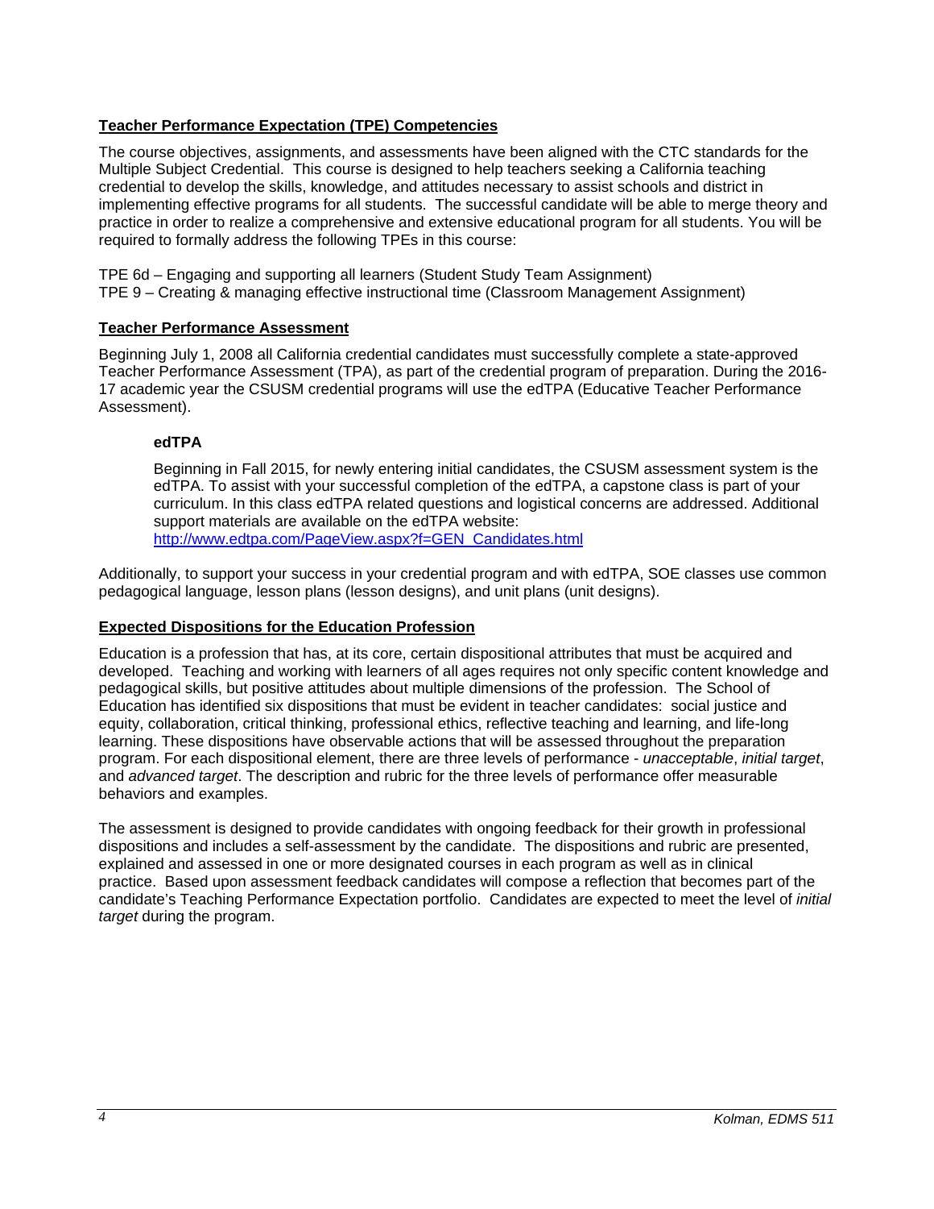## Teacher Performance Expectation (TPE) Competencies

The course objectives, assignments, and assessments have been aligned with the CTC standards for the Multiple Subject Credential. This course is designed to help teachers seeking a California teaching credential to develop the skills, knowledge, and attitudes necessary to assist schools and district in implementing effective programs for all students. The successful candidate will be able to merge theory and practice in order to realize a comprehensive and extensive educational program for all students. You will be required to formally address the following TPEs in this course:

TPE 6d – Engaging and supporting all learners (Student Study Team Assignment)
TPE 9 – Creating & managing effective instructional time (Classroom Management Assignment)

## Teacher Performance Assessment

Beginning July 1, 2008 all California credential candidates must successfully complete a state-approved Teacher Performance Assessment (TPA), as part of the credential program of preparation. During the 2016-17 academic year the CSUSM credential programs will use the edTPA (Educative Teacher Performance Assessment).

### edTPA

Beginning in Fall 2015, for newly entering initial candidates, the CSUSM assessment system is the edTPA. To assist with your successful completion of the edTPA, a capstone class is part of your curriculum. In this class edTPA related questions and logistical concerns are addressed. Additional support materials are available on the edTPA website: http://www.edtpa.com/PageView.aspx?f=GEN_Candidates.html

Additionally, to support your success in your credential program and with edTPA, SOE classes use common pedagogical language, lesson plans (lesson designs), and unit plans (unit designs).

## Expected Dispositions for the Education Profession

Education is a profession that has, at its core, certain dispositional attributes that must be acquired and developed. Teaching and working with learners of all ages requires not only specific content knowledge and pedagogical skills, but positive attitudes about multiple dimensions of the profession. The School of Education has identified six dispositions that must be evident in teacher candidates: social justice and equity, collaboration, critical thinking, professional ethics, reflective teaching and learning, and life-long learning. These dispositions have observable actions that will be assessed throughout the preparation program. For each dispositional element, there are three levels of performance - *unacceptable*, *initial target*, and *advanced target*. The description and rubric for the three levels of performance offer measurable behaviors and examples.

The assessment is designed to provide candidates with ongoing feedback for their growth in professional dispositions and includes a self-assessment by the candidate. The dispositions and rubric are presented, explained and assessed in one or more designated courses in each program as well as in clinical practice. Based upon assessment feedback candidates will compose a reflection that becomes part of the candidate's Teaching Performance Expectation portfolio. Candidates are expected to meet the level of *initial target* during the program.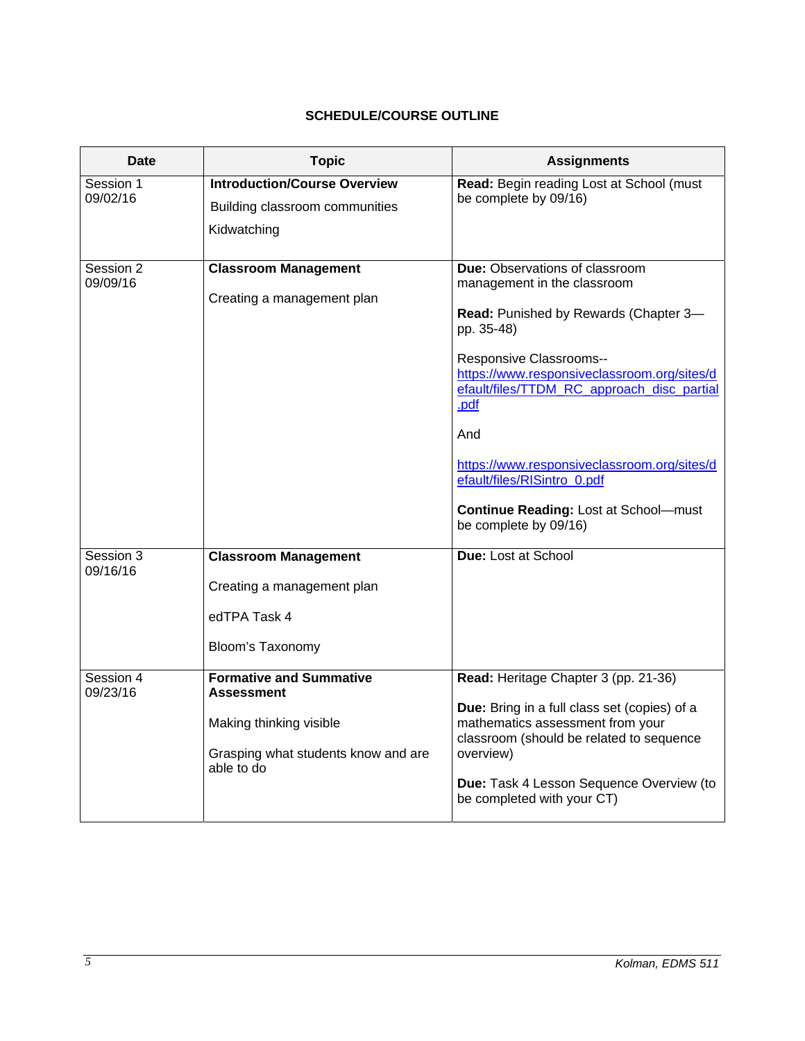## SCHEDULE/COURSE OUTLINE

| Date | Topic | Assignments |
|---|---|---|
| Session 1<br>09/02/16 | **Introduction/Course Overview**<br><br>Building classroom communities<br><br>Kidwatching | **Read:** Begin reading Lost at School (must be complete by 09/16) |
| Session 2<br>09/09/16 | **Classroom Management**<br><br>Creating a management plan | **Due:** Observations of classroom management in the classroom<br><br>**Read:** Punished by Rewards (Chapter 3—pp. 35-48)<br><br>Responsive Classrooms--<br>https://www.responsiveclassroom.org/sites/default/files/TTDM_RC_approach_disc_partial.pdf<br><br>And<br><br>https://www.responsiveclassroom.org/sites/default/files/RISintro_0.pdf<br><br>**Continue Reading:** Lost at School—must be complete by 09/16) |
| Session 3<br>09/16/16 | **Classroom Management**<br><br>Creating a management plan<br><br>edTPA Task 4<br><br>Bloom's Taxonomy | **Due:** Lost at School |
| Session 4<br>09/23/16 | **Formative and Summative Assessment**<br><br>Making thinking visible<br><br>Grasping what students know and are able to do | **Read:** Heritage Chapter 3 (pp. 21-36)<br><br>**Due:** Bring in a full class set (copies) of a mathematics assessment from your classroom (should be related to sequence overview)<br><br>**Due:** Task 4 Lesson Sequence Overview (to be completed with your CT) |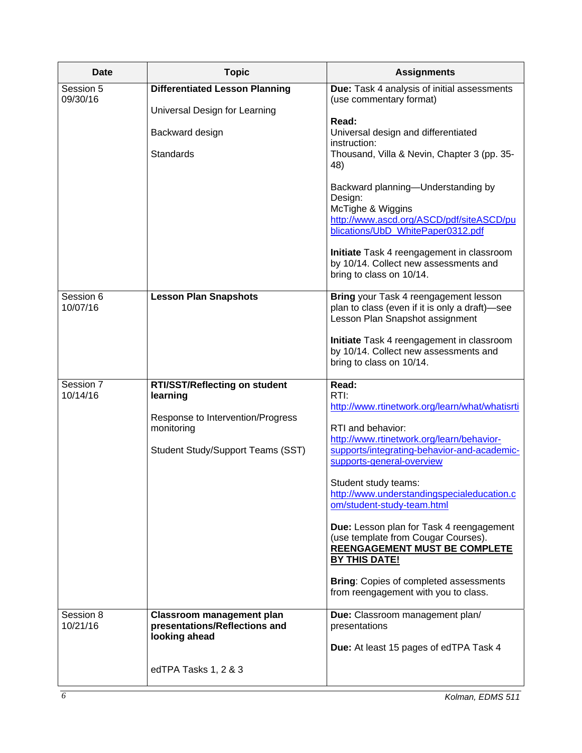| Date | Topic | Assignments |
|---|---|---|
| Session 5<br>09/30/16 | **Differentiated Lesson Planning**<br><br>Universal Design for Learning<br><br>Backward design<br><br>Standards | **Due:** Task 4 analysis of initial assessments (use commentary format)<br><br>**Read:**<br>Universal design and differentiated instruction:<br>Thousand, Villa & Nevin, Chapter 3 (pp. 35-48)<br><br>Backward planning—Understanding by Design:<br>McTighe & Wiggins<br>http://www.ascd.org/ASCD/pdf/siteASCD/publications/UbD_WhitePaper0312.pdf<br><br>**Initiate** Task 4 reengagement in classroom by 10/14. Collect new assessments and bring to class on 10/14. |
| Session 6<br>10/07/16 | **Lesson Plan Snapshots** | **Bring** your Task 4 reengagement lesson plan to class (even if it is only a draft)—see Lesson Plan Snapshot assignment<br><br>**Initiate** Task 4 reengagement in classroom by 10/14. Collect new assessments and bring to class on 10/14. |
| Session 7<br>10/14/16 | **RTI/SST/Reflecting on student learning**<br><br>Response to Intervention/Progress monitoring<br><br>Student Study/Support Teams (SST) | **Read:**<br>RTI:<br>http://www.rtinetwork.org/learn/what/whatisrti<br><br>RTI and behavior:<br>http://www.rtinetwork.org/learn/behavior-supports/integrating-behavior-and-academic-supports-general-overview<br><br>Student study teams:<br>http://www.understandingspecialeducation.com/student-study-team.html<br><br>**Due:** Lesson plan for Task 4 reengagement (use template from Cougar Courses).<br>**<u>REENGAGEMENT MUST BE COMPLETE BY THIS DATE!</u>**<br><br>**Bring**: Copies of completed assessments from reengagement with you to class. |
| Session 8<br>10/21/16 | **Classroom management plan presentations/Reflections and looking ahead**<br><br>edTPA Tasks 1, 2 & 3 | **Due:** Classroom management plan/ presentations<br><br>**Due:** At least 15 pages of edTPA Task 4 |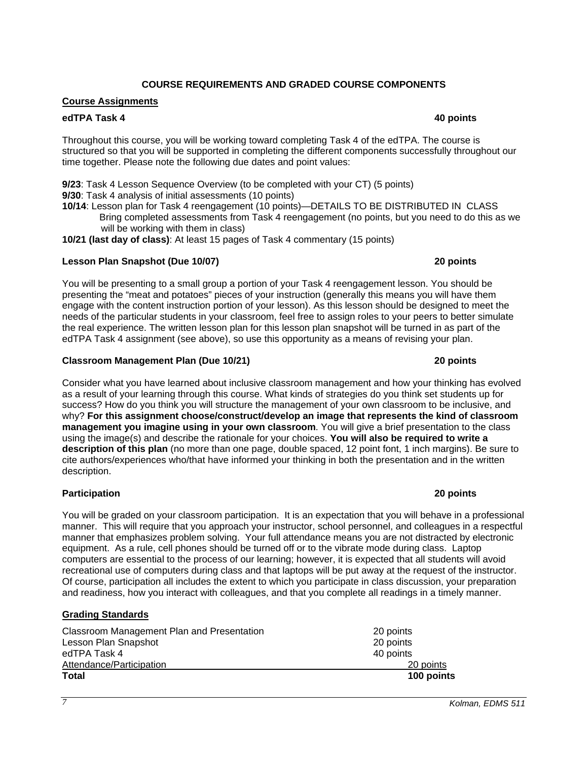## COURSE REQUIREMENTS AND GRADED COURSE COMPONENTS

### Course Assignments

**edTPA Task 4** **40 points**

Throughout this course, you will be working toward completing Task 4 of the edTPA. The course is structured so that you will be supported in completing the different components successfully throughout our time together. Please note the following due dates and point values:

**9/23**: Task 4 Lesson Sequence Overview (to be completed with your CT) (5 points)
**9/30**: Task 4 analysis of initial assessments (10 points)
**10/14**: Lesson plan for Task 4 reengagement (10 points)—DETAILS TO BE DISTRIBUTED IN CLASS
Bring completed assessments from Task 4 reengagement (no points, but you need to do this as we will be working with them in class)
**10/21 (last day of class)**: At least 15 pages of Task 4 commentary (15 points)

**Lesson Plan Snapshot (Due 10/07)** **20 points**

You will be presenting to a small group a portion of your Task 4 reengagement lesson. You should be presenting the "meat and potatoes" pieces of your instruction (generally this means you will have them engage with the content instruction portion of your lesson). As this lesson should be designed to meet the needs of the particular students in your classroom, feel free to assign roles to your peers to better simulate the real experience. The written lesson plan for this lesson plan snapshot will be turned in as part of the edTPA Task 4 assignment (see above), so use this opportunity as a means of revising your plan.

**Classroom Management Plan (Due 10/21)** **20 points**

Consider what you have learned about inclusive classroom management and how your thinking has evolved as a result of your learning through this course. What kinds of strategies do you think set students up for success? How do you think you will structure the management of your own classroom to be inclusive, and why? **For this assignment choose/construct/develop an image that represents the kind of classroom management you imagine using in your own classroom**. You will give a brief presentation to the class using the image(s) and describe the rationale for your choices. **You will also be required to write a description of this plan** (no more than one page, double spaced, 12 point font, 1 inch margins). Be sure to cite authors/experiences who/that have informed your thinking in both the presentation and in the written description.

**Participation** **20 points**

You will be graded on your classroom participation. It is an expectation that you will behave in a professional manner. This will require that you approach your instructor, school personnel, and colleagues in a respectful manner that emphasizes problem solving. Your full attendance means you are not distracted by electronic equipment. As a rule, cell phones should be turned off or to the vibrate mode during class. Laptop computers are essential to the process of our learning; however, it is expected that all students will avoid recreational use of computers during class and that laptops will be put away at the request of the instructor. Of course, participation all includes the extent to which you participate in class discussion, your preparation and readiness, how you interact with colleagues, and that you complete all readings in a timely manner.

### Grading Standards

| Component | Points |
| --- | --- |
| Classroom Management Plan and Presentation | 20 points |
| Lesson Plan Snapshot | 20 points |
| edTPA Task 4 | 40 points |
| Attendance/Participation | 20 points |
| **Total** | **100 points** |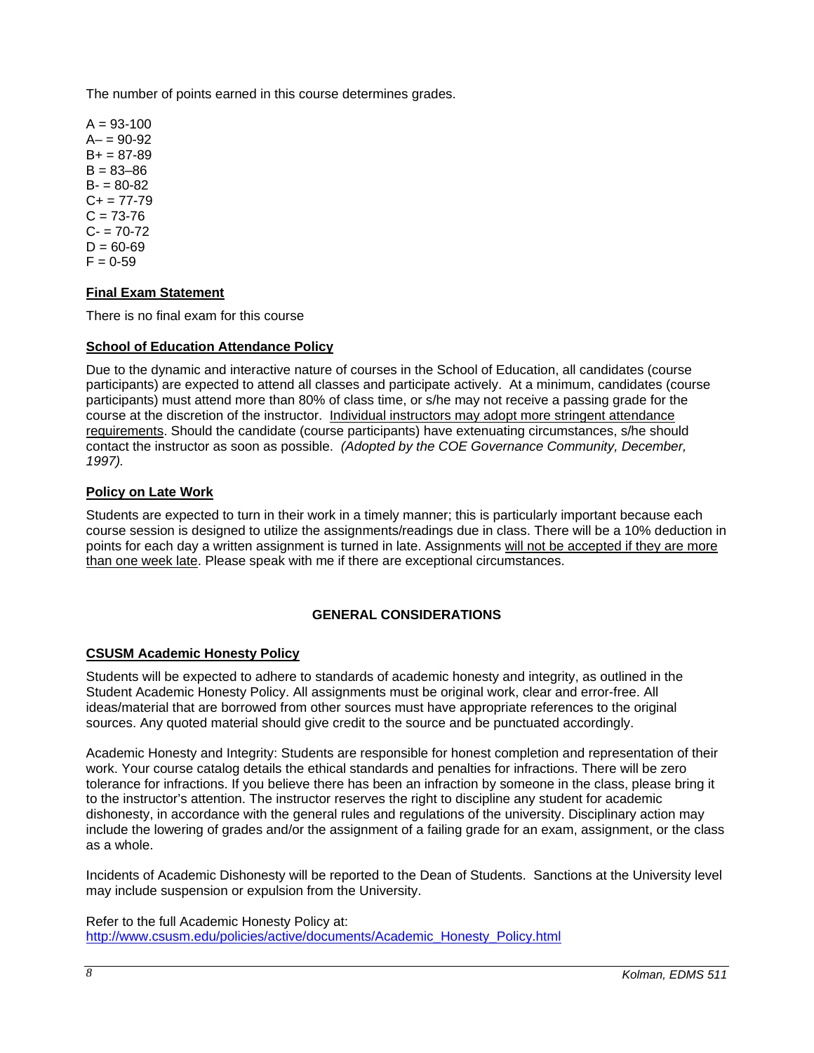The number of points earned in this course determines grades.

A = 93-100
A– = 90-92
B+ = 87-89
B = 83–86
B- = 80-82
C+ = 77-79
C = 73-76
C- = 70-72
D = 60-69
F = 0-59

**Final Exam Statement**

There is no final exam for this course

**School of Education Attendance Policy**

Due to the dynamic and interactive nature of courses in the School of Education, all candidates (course participants) are expected to attend all classes and participate actively. At a minimum, candidates (course participants) must attend more than 80% of class time, or s/he may not receive a passing grade for the course at the discretion of the instructor. Individual instructors may adopt more stringent attendance requirements. Should the candidate (course participants) have extenuating circumstances, s/he should contact the instructor as soon as possible. *(Adopted by the COE Governance Community, December, 1997).*

**Policy on Late Work**

Students are expected to turn in their work in a timely manner; this is particularly important because each course session is designed to utilize the assignments/readings due in class. There will be a 10% deduction in points for each day a written assignment is turned in late. Assignments will not be accepted if they are more than one week late. Please speak with me if there are exceptional circumstances.

## GENERAL CONSIDERATIONS

**CSUSM Academic Honesty Policy**

Students will be expected to adhere to standards of academic honesty and integrity, as outlined in the Student Academic Honesty Policy. All assignments must be original work, clear and error-free. All ideas/material that are borrowed from other sources must have appropriate references to the original sources. Any quoted material should give credit to the source and be punctuated accordingly.

Academic Honesty and Integrity: Students are responsible for honest completion and representation of their work. Your course catalog details the ethical standards and penalties for infractions. There will be zero tolerance for infractions. If you believe there has been an infraction by someone in the class, please bring it to the instructor's attention. The instructor reserves the right to discipline any student for academic dishonesty, in accordance with the general rules and regulations of the university. Disciplinary action may include the lowering of grades and/or the assignment of a failing grade for an exam, assignment, or the class as a whole.

Incidents of Academic Dishonesty will be reported to the Dean of Students. Sanctions at the University level may include suspension or expulsion from the University.

Refer to the full Academic Honesty Policy at:
http://www.csusm.edu/policies/active/documents/Academic_Honesty_Policy.html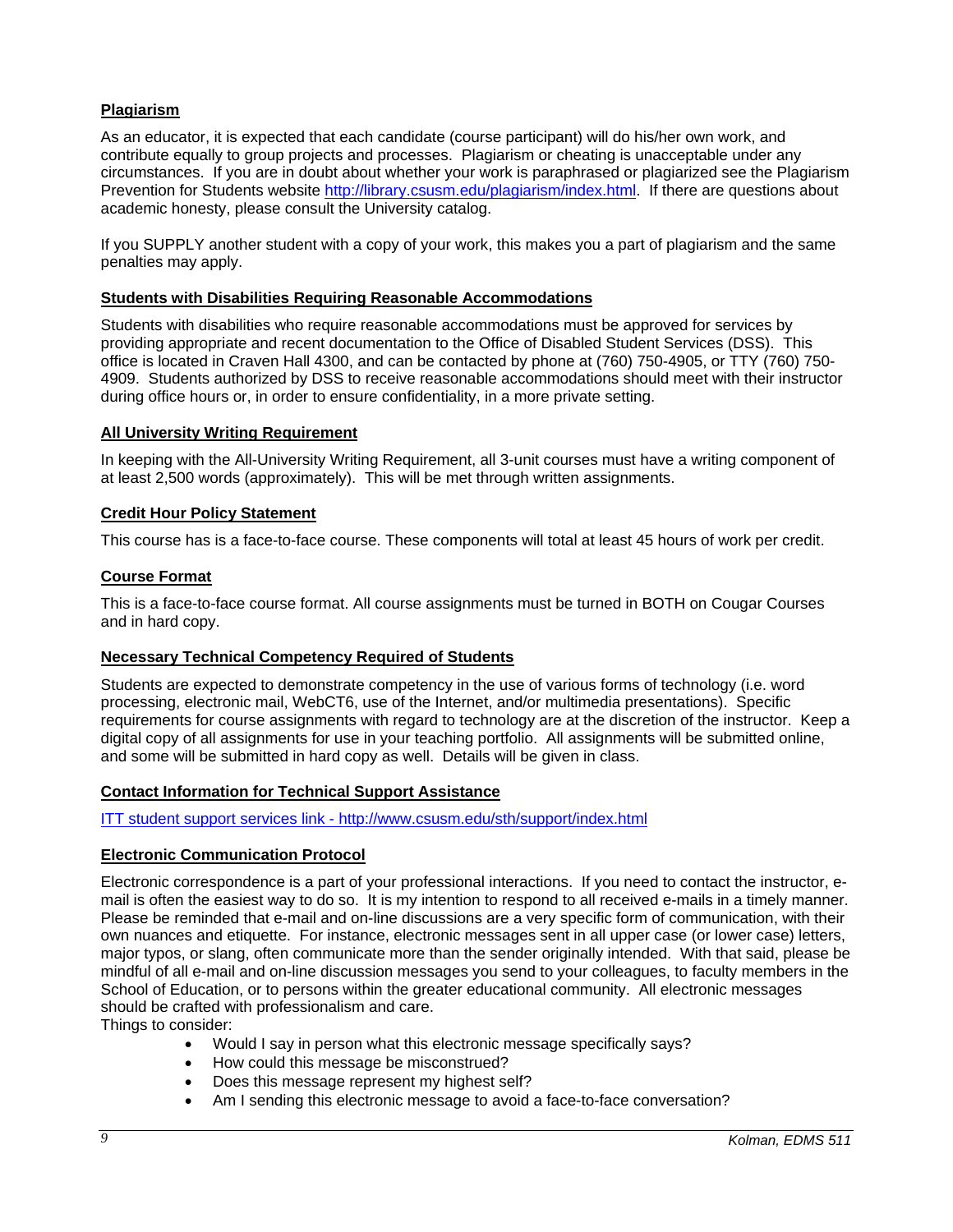## Plagiarism

As an educator, it is expected that each candidate (course participant) will do his/her own work, and contribute equally to group projects and processes. Plagiarism or cheating is unacceptable under any circumstances. If you are in doubt about whether your work is paraphrased or plagiarized see the Plagiarism Prevention for Students website http://library.csusm.edu/plagiarism/index.html. If there are questions about academic honesty, please consult the University catalog.

If you SUPPLY another student with a copy of your work, this makes you a part of plagiarism and the same penalties may apply.

## Students with Disabilities Requiring Reasonable Accommodations

Students with disabilities who require reasonable accommodations must be approved for services by providing appropriate and recent documentation to the Office of Disabled Student Services (DSS). This office is located in Craven Hall 4300, and can be contacted by phone at (760) 750-4905, or TTY (760) 750-4909. Students authorized by DSS to receive reasonable accommodations should meet with their instructor during office hours or, in order to ensure confidentiality, in a more private setting.

## All University Writing Requirement

In keeping with the All-University Writing Requirement, all 3-unit courses must have a writing component of at least 2,500 words (approximately). This will be met through written assignments.

## Credit Hour Policy Statement

This course has is a face-to-face course. These components will total at least 45 hours of work per credit.

## Course Format

This is a face-to-face course format. All course assignments must be turned in BOTH on Cougar Courses and in hard copy.

## Necessary Technical Competency Required of Students

Students are expected to demonstrate competency in the use of various forms of technology (i.e. word processing, electronic mail, WebCT6, use of the Internet, and/or multimedia presentations). Specific requirements for course assignments with regard to technology are at the discretion of the instructor. Keep a digital copy of all assignments for use in your teaching portfolio. All assignments will be submitted online, and some will be submitted in hard copy as well. Details will be given in class.

## Contact Information for Technical Support Assistance

ITT student support services link - http://www.csusm.edu/sth/support/index.html

## Electronic Communication Protocol

Electronic correspondence is a part of your professional interactions. If you need to contact the instructor, e-mail is often the easiest way to do so. It is my intention to respond to all received e-mails in a timely manner. Please be reminded that e-mail and on-line discussions are a very specific form of communication, with their own nuances and etiquette. For instance, electronic messages sent in all upper case (or lower case) letters, major typos, or slang, often communicate more than the sender originally intended. With that said, please be mindful of all e-mail and on-line discussion messages you send to your colleagues, to faculty members in the School of Education, or to persons within the greater educational community. All electronic messages should be crafted with professionalism and care.

Things to consider:

- Would I say in person what this electronic message specifically says?
- How could this message be misconstrued?
- Does this message represent my highest self?
- Am I sending this electronic message to avoid a face-to-face conversation?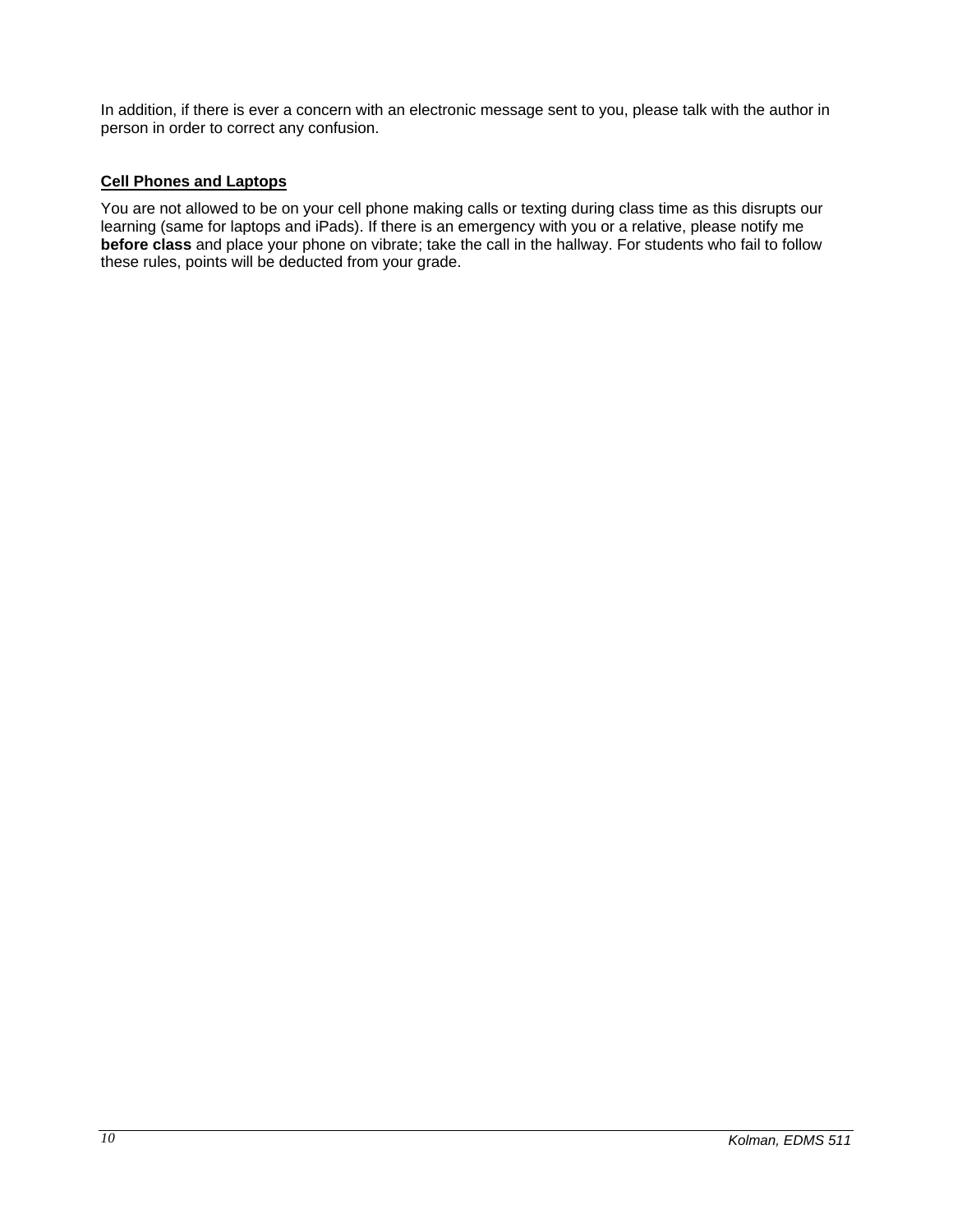In addition, if there is ever a concern with an electronic message sent to you, please talk with the author in person in order to correct any confusion.

## Cell Phones and Laptops

You are not allowed to be on your cell phone making calls or texting during class time as this disrupts our learning (same for laptops and iPads). If there is an emergency with you or a relative, please notify me **before class** and place your phone on vibrate; take the call in the hallway. For students who fail to follow these rules, points will be deducted from your grade.